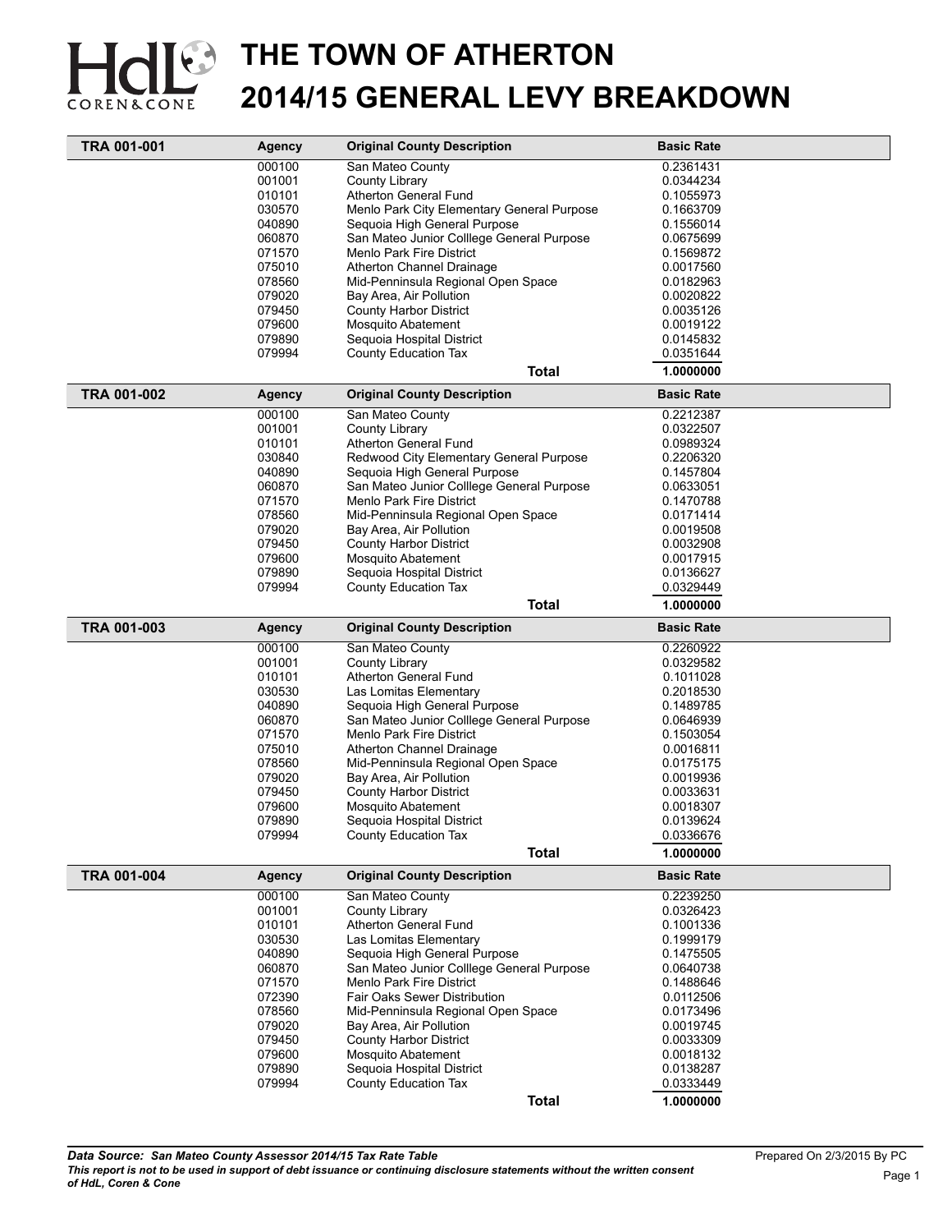# THE TOWN OF ATHERTON
# 2014/15 GENERAL LEVY BREAKDOWN

| TRA 001-001 | Agency | Original County Description | Basic Rate |
|---|---|---|---|
| | 000100 | San Mateo County | 0.2361431 |
| | 001001 | County Library | 0.0344234 |
| | 010101 | Atherton General Fund | 0.1055973 |
| | 030570 | Menlo Park City Elementary General Purpose | 0.1663709 |
| | 040890 | Sequoia High General Purpose | 0.1556014 |
| | 060870 | San Mateo Junior Colllege General Purpose | 0.0675699 |
| | 071570 | Menlo Park Fire District | 0.1569872 |
| | 075010 | Atherton Channel Drainage | 0.0017560 |
| | 078560 | Mid-Penninsula Regional Open Space | 0.0182963 |
| | 079020 | Bay Area, Air Pollution | 0.0020822 |
| | 079450 | County Harbor District | 0.0035126 |
| | 079600 | Mosquito Abatement | 0.0019122 |
| | 079890 | Sequoia Hospital District | 0.0145832 |
| | 079994 | County Education Tax | 0.0351644 |
| | | **Total** | **1.0000000** |

| TRA 001-002 | Agency | Original County Description | Basic Rate |
|---|---|---|---|
| | 000100 | San Mateo County | 0.2212387 |
| | 001001 | County Library | 0.0322507 |
| | 010101 | Atherton General Fund | 0.0989324 |
| | 030840 | Redwood City Elementary General Purpose | 0.2206320 |
| | 040890 | Sequoia High General Purpose | 0.1457804 |
| | 060870 | San Mateo Junior Colllege General Purpose | 0.0633051 |
| | 071570 | Menlo Park Fire District | 0.1470788 |
| | 078560 | Mid-Penninsula Regional Open Space | 0.0171414 |
| | 079020 | Bay Area, Air Pollution | 0.0019508 |
| | 079450 | County Harbor District | 0.0032908 |
| | 079600 | Mosquito Abatement | 0.0017915 |
| | 079890 | Sequoia Hospital District | 0.0136627 |
| | 079994 | County Education Tax | 0.0329449 |
| | | **Total** | **1.0000000** |

| TRA 001-003 | Agency | Original County Description | Basic Rate |
|---|---|---|---|
| | 000100 | San Mateo County | 0.2260922 |
| | 001001 | County Library | 0.0329582 |
| | 010101 | Atherton General Fund | 0.1011028 |
| | 030530 | Las Lomitas Elementary | 0.2018530 |
| | 040890 | Sequoia High General Purpose | 0.1489785 |
| | 060870 | San Mateo Junior Colllege General Purpose | 0.0646939 |
| | 071570 | Menlo Park Fire District | 0.1503054 |
| | 075010 | Atherton Channel Drainage | 0.0016811 |
| | 078560 | Mid-Penninsula Regional Open Space | 0.0175175 |
| | 079020 | Bay Area, Air Pollution | 0.0019936 |
| | 079450 | County Harbor District | 0.0033631 |
| | 079600 | Mosquito Abatement | 0.0018307 |
| | 079890 | Sequoia Hospital District | 0.0139624 |
| | 079994 | County Education Tax | 0.0336676 |
| | | **Total** | **1.0000000** |

| TRA 001-004 | Agency | Original County Description | Basic Rate |
|---|---|---|---|
| | 000100 | San Mateo County | 0.2239250 |
| | 001001 | County Library | 0.0326423 |
| | 010101 | Atherton General Fund | 0.1001336 |
| | 030530 | Las Lomitas Elementary | 0.1999179 |
| | 040890 | Sequoia High General Purpose | 0.1475505 |
| | 060870 | San Mateo Junior Colllege General Purpose | 0.0640738 |
| | 071570 | Menlo Park Fire District | 0.1488646 |
| | 072390 | Fair Oaks Sewer Distribution | 0.0112506 |
| | 078560 | Mid-Penninsula Regional Open Space | 0.0173496 |
| | 079020 | Bay Area, Air Pollution | 0.0019745 |
| | 079450 | County Harbor District | 0.0033309 |
| | 079600 | Mosquito Abatement | 0.0018132 |
| | 079890 | Sequoia Hospital District | 0.0138287 |
| | 079994 | County Education Tax | 0.0333449 |
| | | **Total** | **1.0000000** |

***Data Source: San Mateo County Assessor 2014/15 Tax Rate Table***
***This report is not to be used in support of debt issuance or continuing disclosure statements without the written consent of HdL, Coren & Cone***

Prepared On 2/3/2015 By PC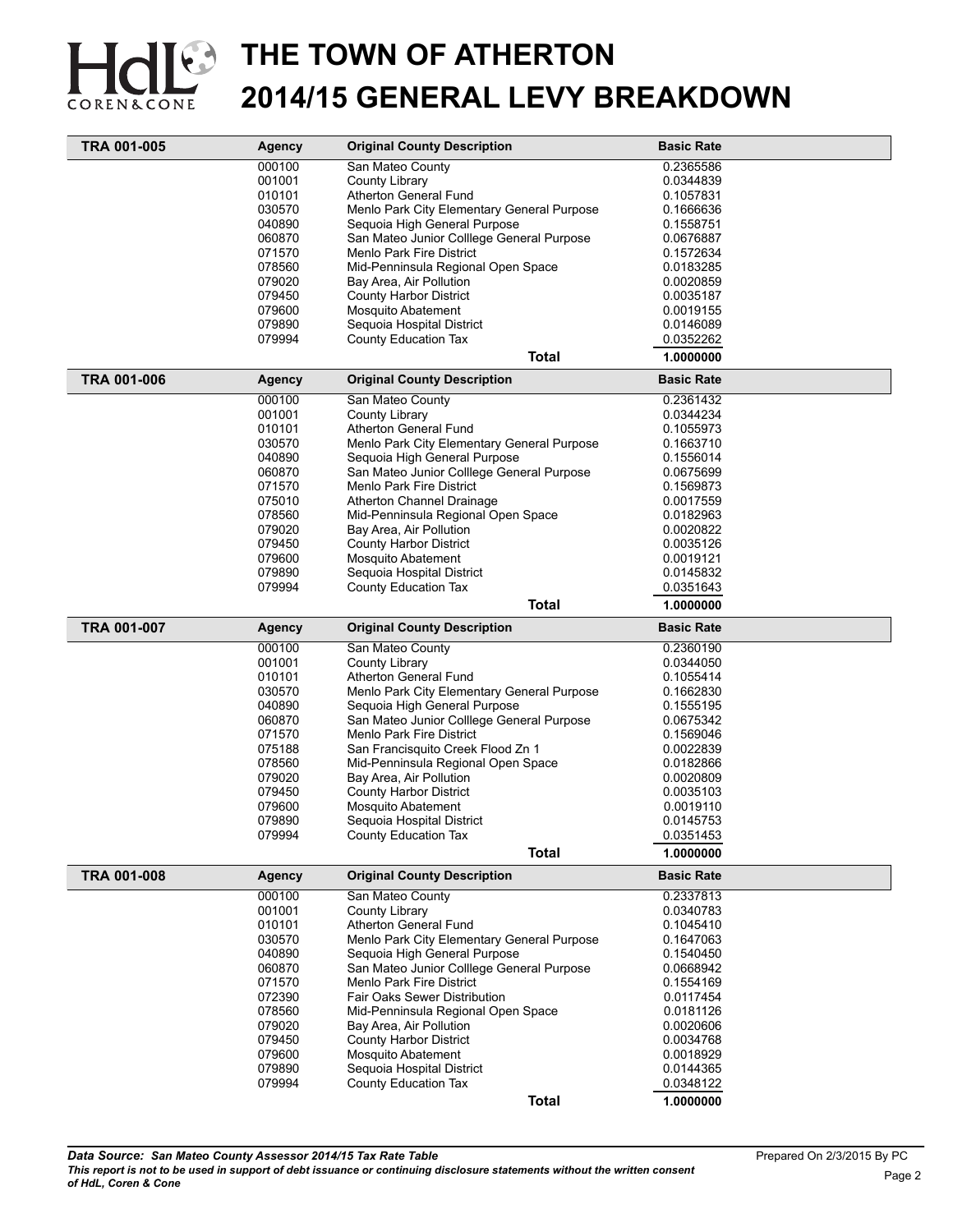# THE TOWN OF ATHERTON
# 2014/15 GENERAL LEVY BREAKDOWN

| TRA 001-005 | Agency | Original County Description | Basic Rate |
|---|---|---|---|
| | 000100 | San Mateo County | 0.2365586 |
| | 001001 | County Library | 0.0344839 |
| | 010101 | Atherton General Fund | 0.1057831 |
| | 030570 | Menlo Park City Elementary General Purpose | 0.1666636 |
| | 040890 | Sequoia High General Purpose | 0.1558751 |
| | 060870 | San Mateo Junior Colllege General Purpose | 0.0676887 |
| | 071570 | Menlo Park Fire District | 0.1572634 |
| | 078560 | Mid-Penninsula Regional Open Space | 0.0183285 |
| | 079020 | Bay Area, Air Pollution | 0.0020859 |
| | 079450 | County Harbor District | 0.0035187 |
| | 079600 | Mosquito Abatement | 0.0019155 |
| | 079890 | Sequoia Hospital District | 0.0146089 |
| | 079994 | County Education Tax | 0.0352262 |
| | | **Total** | **1.0000000** |

| TRA 001-006 | Agency | Original County Description | Basic Rate |
|---|---|---|---|
| | 000100 | San Mateo County | 0.2361432 |
| | 001001 | County Library | 0.0344234 |
| | 010101 | Atherton General Fund | 0.1055973 |
| | 030570 | Menlo Park City Elementary General Purpose | 0.1663710 |
| | 040890 | Sequoia High General Purpose | 0.1556014 |
| | 060870 | San Mateo Junior Colllege General Purpose | 0.0675699 |
| | 071570 | Menlo Park Fire District | 0.1569873 |
| | 075010 | Atherton Channel Drainage | 0.0017559 |
| | 078560 | Mid-Penninsula Regional Open Space | 0.0182963 |
| | 079020 | Bay Area, Air Pollution | 0.0020822 |
| | 079450 | County Harbor District | 0.0035126 |
| | 079600 | Mosquito Abatement | 0.0019121 |
| | 079890 | Sequoia Hospital District | 0.0145832 |
| | 079994 | County Education Tax | 0.0351643 |
| | | **Total** | **1.0000000** |

| TRA 001-007 | Agency | Original County Description | Basic Rate |
|---|---|---|---|
| | 000100 | San Mateo County | 0.2360190 |
| | 001001 | County Library | 0.0344050 |
| | 010101 | Atherton General Fund | 0.1055414 |
| | 030570 | Menlo Park City Elementary General Purpose | 0.1662830 |
| | 040890 | Sequoia High General Purpose | 0.1555195 |
| | 060870 | San Mateo Junior Colllege General Purpose | 0.0675342 |
| | 071570 | Menlo Park Fire District | 0.1569046 |
| | 075188 | San Francisquito Creek Flood Zn 1 | 0.0022839 |
| | 078560 | Mid-Penninsula Regional Open Space | 0.0182866 |
| | 079020 | Bay Area, Air Pollution | 0.0020809 |
| | 079450 | County Harbor District | 0.0035103 |
| | 079600 | Mosquito Abatement | 0.0019110 |
| | 079890 | Sequoia Hospital District | 0.0145753 |
| | 079994 | County Education Tax | 0.0351453 |
| | | **Total** | **1.0000000** |

| TRA 001-008 | Agency | Original County Description | Basic Rate |
|---|---|---|---|
| | 000100 | San Mateo County | 0.2337813 |
| | 001001 | County Library | 0.0340783 |
| | 010101 | Atherton General Fund | 0.1045410 |
| | 030570 | Menlo Park City Elementary General Purpose | 0.1647063 |
| | 040890 | Sequoia High General Purpose | 0.1540450 |
| | 060870 | San Mateo Junior Colllege General Purpose | 0.0668942 |
| | 071570 | Menlo Park Fire District | 0.1554169 |
| | 072390 | Fair Oaks Sewer Distribution | 0.0117454 |
| | 078560 | Mid-Penninsula Regional Open Space | 0.0181126 |
| | 079020 | Bay Area, Air Pollution | 0.0020606 |
| | 079450 | County Harbor District | 0.0034768 |
| | 079600 | Mosquito Abatement | 0.0018929 |
| | 079890 | Sequoia Hospital District | 0.0144365 |
| | 079994 | County Education Tax | 0.0348122 |
| | | **Total** | **1.0000000** |

***Data Source: San Mateo County Assessor 2014/15 Tax Rate Table***
***This report is not to be used in support of debt issuance or continuing disclosure statements without the written consent of HdL, Coren & Cone***

Prepared On 2/3/2015 By PC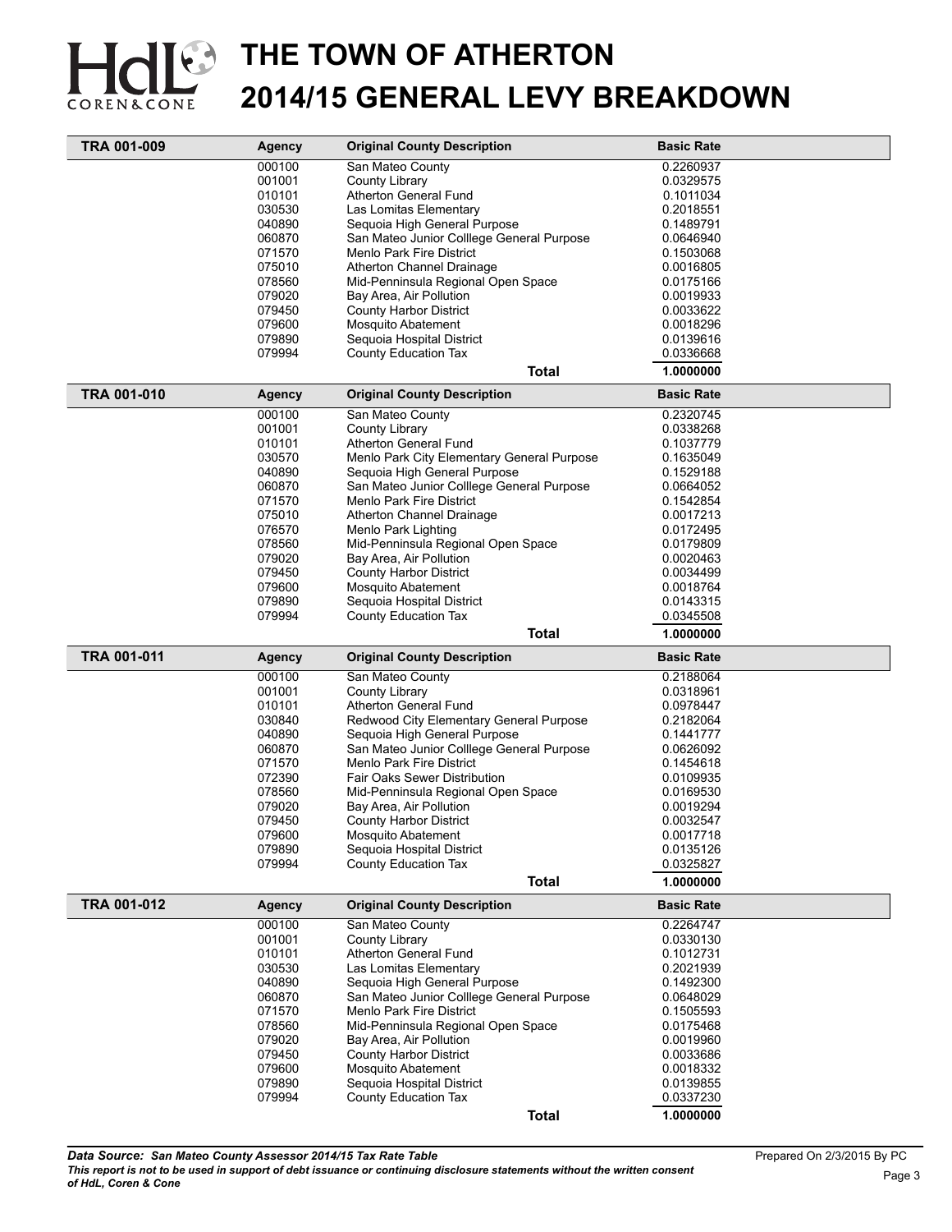# THE TOWN OF ATHERTON
# 2014/15 GENERAL LEVY BREAKDOWN

| TRA 001-009 | Agency | Original County Description | Basic Rate |
|---|---|---|---|
| | 000100 | San Mateo County | 0.2260937 |
| | 001001 | County Library | 0.0329575 |
| | 010101 | Atherton General Fund | 0.1011034 |
| | 030530 | Las Lomitas Elementary | 0.2018551 |
| | 040890 | Sequoia High General Purpose | 0.1489791 |
| | 060870 | San Mateo Junior Colllege General Purpose | 0.0646940 |
| | 071570 | Menlo Park Fire District | 0.1503068 |
| | 075010 | Atherton Channel Drainage | 0.0016805 |
| | 078560 | Mid-Penninsula Regional Open Space | 0.0175166 |
| | 079020 | Bay Area, Air Pollution | 0.0019933 |
| | 079450 | County Harbor District | 0.0033622 |
| | 079600 | Mosquito Abatement | 0.0018296 |
| | 079890 | Sequoia Hospital District | 0.0139616 |
| | 079994 | County Education Tax | 0.0336668 |
| | | **Total** | **1.0000000** |

| TRA 001-010 | Agency | Original County Description | Basic Rate |
|---|---|---|---|
| | 000100 | San Mateo County | 0.2320745 |
| | 001001 | County Library | 0.0338268 |
| | 010101 | Atherton General Fund | 0.1037779 |
| | 030570 | Menlo Park City Elementary General Purpose | 0.1635049 |
| | 040890 | Sequoia High General Purpose | 0.1529188 |
| | 060870 | San Mateo Junior Colllege General Purpose | 0.0664052 |
| | 071570 | Menlo Park Fire District | 0.1542854 |
| | 075010 | Atherton Channel Drainage | 0.0017213 |
| | 076570 | Menlo Park Lighting | 0.0172495 |
| | 078560 | Mid-Penninsula Regional Open Space | 0.0179809 |
| | 079020 | Bay Area, Air Pollution | 0.0020463 |
| | 079450 | County Harbor District | 0.0034499 |
| | 079600 | Mosquito Abatement | 0.0018764 |
| | 079890 | Sequoia Hospital District | 0.0143315 |
| | 079994 | County Education Tax | 0.0345508 |
| | | **Total** | **1.0000000** |

| TRA 001-011 | Agency | Original County Description | Basic Rate |
|---|---|---|---|
| | 000100 | San Mateo County | 0.2188064 |
| | 001001 | County Library | 0.0318961 |
| | 010101 | Atherton General Fund | 0.0978447 |
| | 030840 | Redwood City Elementary General Purpose | 0.2182064 |
| | 040890 | Sequoia High General Purpose | 0.1441777 |
| | 060870 | San Mateo Junior Colllege General Purpose | 0.0626092 |
| | 071570 | Menlo Park Fire District | 0.1454618 |
| | 072390 | Fair Oaks Sewer Distribution | 0.0109935 |
| | 078560 | Mid-Penninsula Regional Open Space | 0.0169530 |
| | 079020 | Bay Area, Air Pollution | 0.0019294 |
| | 079450 | County Harbor District | 0.0032547 |
| | 079600 | Mosquito Abatement | 0.0017718 |
| | 079890 | Sequoia Hospital District | 0.0135126 |
| | 079994 | County Education Tax | 0.0325827 |
| | | **Total** | **1.0000000** |

| TRA 001-012 | Agency | Original County Description | Basic Rate |
|---|---|---|---|
| | 000100 | San Mateo County | 0.2264747 |
| | 001001 | County Library | 0.0330130 |
| | 010101 | Atherton General Fund | 0.1012731 |
| | 030530 | Las Lomitas Elementary | 0.2021939 |
| | 040890 | Sequoia High General Purpose | 0.1492300 |
| | 060870 | San Mateo Junior Colllege General Purpose | 0.0648029 |
| | 071570 | Menlo Park Fire District | 0.1505593 |
| | 078560 | Mid-Penninsula Regional Open Space | 0.0175468 |
| | 079020 | Bay Area, Air Pollution | 0.0019960 |
| | 079450 | County Harbor District | 0.0033686 |
| | 079600 | Mosquito Abatement | 0.0018332 |
| | 079890 | Sequoia Hospital District | 0.0139855 |
| | 079994 | County Education Tax | 0.0337230 |
| | | **Total** | **1.0000000** |

***Data Source: San Mateo County Assessor 2014/15 Tax Rate Table***
***This report is not to be used in support of debt issuance or continuing disclosure statements without the written consent of HdL, Coren & Cone***

Prepared On 2/3/2015 By PC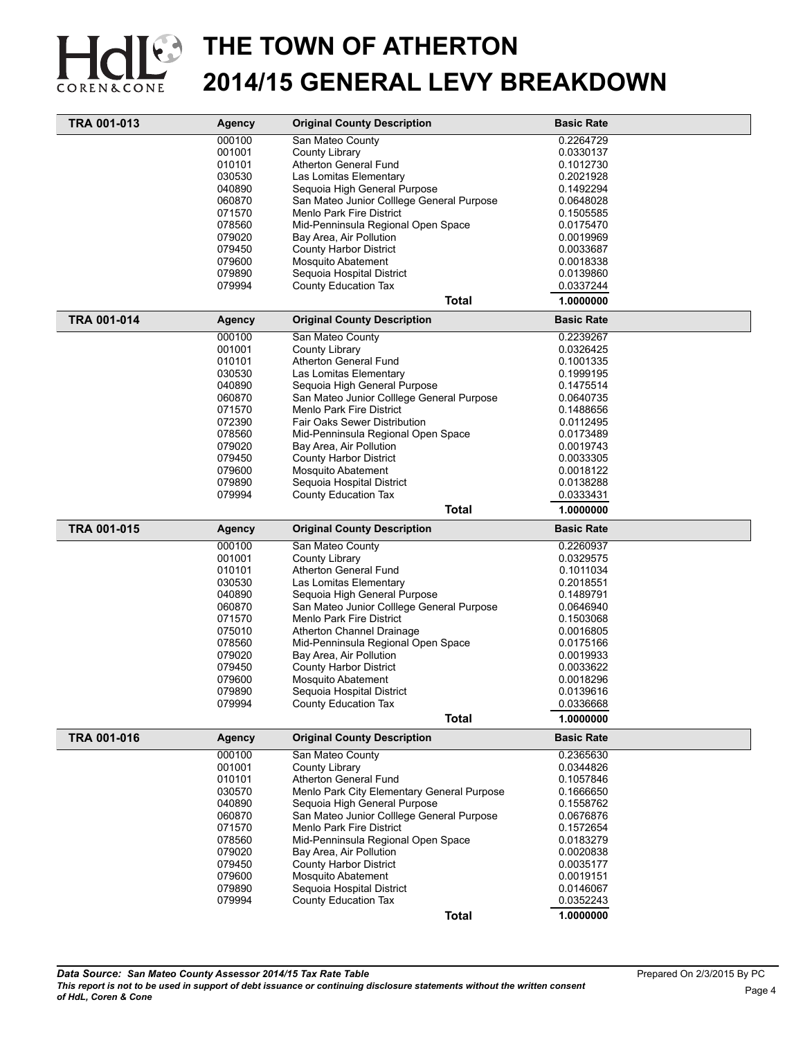# THE TOWN OF ATHERTON
# 2014/15 GENERAL LEVY BREAKDOWN

| TRA 001-013 | Agency | Original County Description | Basic Rate |
|---|---|---|---|
| | 000100 | San Mateo County | 0.2264729 |
| | 001001 | County Library | 0.0330137 |
| | 010101 | Atherton General Fund | 0.1012730 |
| | 030530 | Las Lomitas Elementary | 0.2021928 |
| | 040890 | Sequoia High General Purpose | 0.1492294 |
| | 060870 | San Mateo Junior Colllege General Purpose | 0.0648028 |
| | 071570 | Menlo Park Fire District | 0.1505585 |
| | 078560 | Mid-Penninsula Regional Open Space | 0.0175470 |
| | 079020 | Bay Area, Air Pollution | 0.0019969 |
| | 079450 | County Harbor District | 0.0033687 |
| | 079600 | Mosquito Abatement | 0.0018338 |
| | 079890 | Sequoia Hospital District | 0.0139860 |
| | 079994 | County Education Tax | 0.0337244 |
| | | **Total** | **1.0000000** |

| TRA 001-014 | Agency | Original County Description | Basic Rate |
|---|---|---|---|
| | 000100 | San Mateo County | 0.2239267 |
| | 001001 | County Library | 0.0326425 |
| | 010101 | Atherton General Fund | 0.1001335 |
| | 030530 | Las Lomitas Elementary | 0.1999195 |
| | 040890 | Sequoia High General Purpose | 0.1475514 |
| | 060870 | San Mateo Junior Colllege General Purpose | 0.0640735 |
| | 071570 | Menlo Park Fire District | 0.1488656 |
| | 072390 | Fair Oaks Sewer Distribution | 0.0112495 |
| | 078560 | Mid-Penninsula Regional Open Space | 0.0173489 |
| | 079020 | Bay Area, Air Pollution | 0.0019743 |
| | 079450 | County Harbor District | 0.0033305 |
| | 079600 | Mosquito Abatement | 0.0018122 |
| | 079890 | Sequoia Hospital District | 0.0138288 |
| | 079994 | County Education Tax | 0.0333431 |
| | | **Total** | **1.0000000** |

| TRA 001-015 | Agency | Original County Description | Basic Rate |
|---|---|---|---|
| | 000100 | San Mateo County | 0.2260937 |
| | 001001 | County Library | 0.0329575 |
| | 010101 | Atherton General Fund | 0.1011034 |
| | 030530 | Las Lomitas Elementary | 0.2018551 |
| | 040890 | Sequoia High General Purpose | 0.1489791 |
| | 060870 | San Mateo Junior Colllege General Purpose | 0.0646940 |
| | 071570 | Menlo Park Fire District | 0.1503068 |
| | 075010 | Atherton Channel Drainage | 0.0016805 |
| | 078560 | Mid-Penninsula Regional Open Space | 0.0175166 |
| | 079020 | Bay Area, Air Pollution | 0.0019933 |
| | 079450 | County Harbor District | 0.0033622 |
| | 079600 | Mosquito Abatement | 0.0018296 |
| | 079890 | Sequoia Hospital District | 0.0139616 |
| | 079994 | County Education Tax | 0.0336668 |
| | | **Total** | **1.0000000** |

| TRA 001-016 | Agency | Original County Description | Basic Rate |
|---|---|---|---|
| | 000100 | San Mateo County | 0.2365630 |
| | 001001 | County Library | 0.0344826 |
| | 010101 | Atherton General Fund | 0.1057846 |
| | 030570 | Menlo Park City Elementary General Purpose | 0.1666650 |
| | 040890 | Sequoia High General Purpose | 0.1558762 |
| | 060870 | San Mateo Junior Colllege General Purpose | 0.0676876 |
| | 071570 | Menlo Park Fire District | 0.1572654 |
| | 078560 | Mid-Penninsula Regional Open Space | 0.0183279 |
| | 079020 | Bay Area, Air Pollution | 0.0020838 |
| | 079450 | County Harbor District | 0.0035177 |
| | 079600 | Mosquito Abatement | 0.0019151 |
| | 079890 | Sequoia Hospital District | 0.0146067 |
| | 079994 | County Education Tax | 0.0352243 |
| | | **Total** | **1.0000000** |

***Data Source: San Mateo County Assessor 2014/15 Tax Rate Table***
***This report is not to be used in support of debt issuance or continuing disclosure statements without the written consent of HdL, Coren & Cone***

Prepared On 2/3/2015 By PC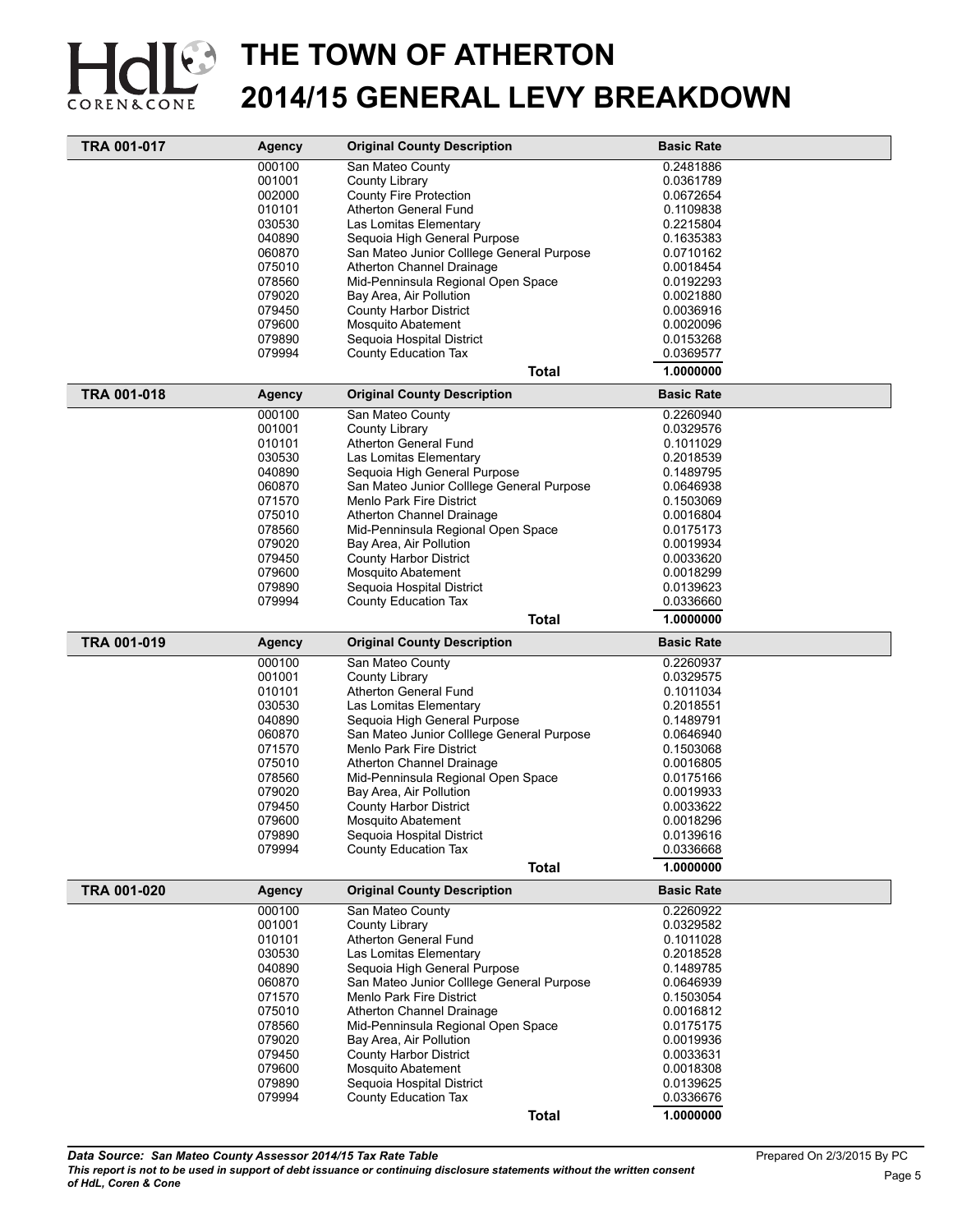# THE TOWN OF ATHERTON
# 2014/15 GENERAL LEVY BREAKDOWN

| TRA 001-017 | Agency | Original County Description | Basic Rate |
|---|---|---|---|
| | 000100 | San Mateo County | 0.2481886 |
| | 001001 | County Library | 0.0361789 |
| | 002000 | County Fire Protection | 0.0672654 |
| | 010101 | Atherton General Fund | 0.1109838 |
| | 030530 | Las Lomitas Elementary | 0.2215804 |
| | 040890 | Sequoia High General Purpose | 0.1635383 |
| | 060870 | San Mateo Junior Colllege General Purpose | 0.0710162 |
| | 075010 | Atherton Channel Drainage | 0.0018454 |
| | 078560 | Mid-Penninsula Regional Open Space | 0.0192293 |
| | 079020 | Bay Area, Air Pollution | 0.0021880 |
| | 079450 | County Harbor District | 0.0036916 |
| | 079600 | Mosquito Abatement | 0.0020096 |
| | 079890 | Sequoia Hospital District | 0.0153268 |
| | 079994 | County Education Tax | 0.0369577 |
| | | **Total** | **1.0000000** |

| TRA 001-018 | Agency | Original County Description | Basic Rate |
|---|---|---|---|
| | 000100 | San Mateo County | 0.2260940 |
| | 001001 | County Library | 0.0329576 |
| | 010101 | Atherton General Fund | 0.1011029 |
| | 030530 | Las Lomitas Elementary | 0.2018539 |
| | 040890 | Sequoia High General Purpose | 0.1489795 |
| | 060870 | San Mateo Junior Colllege General Purpose | 0.0646938 |
| | 071570 | Menlo Park Fire District | 0.1503069 |
| | 075010 | Atherton Channel Drainage | 0.0016804 |
| | 078560 | Mid-Penninsula Regional Open Space | 0.0175173 |
| | 079020 | Bay Area, Air Pollution | 0.0019934 |
| | 079450 | County Harbor District | 0.0033620 |
| | 079600 | Mosquito Abatement | 0.0018299 |
| | 079890 | Sequoia Hospital District | 0.0139623 |
| | 079994 | County Education Tax | 0.0336660 |
| | | **Total** | **1.0000000** |

| TRA 001-019 | Agency | Original County Description | Basic Rate |
|---|---|---|---|
| | 000100 | San Mateo County | 0.2260937 |
| | 001001 | County Library | 0.0329575 |
| | 010101 | Atherton General Fund | 0.1011034 |
| | 030530 | Las Lomitas Elementary | 0.2018551 |
| | 040890 | Sequoia High General Purpose | 0.1489791 |
| | 060870 | San Mateo Junior Colllege General Purpose | 0.0646940 |
| | 071570 | Menlo Park Fire District | 0.1503068 |
| | 075010 | Atherton Channel Drainage | 0.0016805 |
| | 078560 | Mid-Penninsula Regional Open Space | 0.0175166 |
| | 079020 | Bay Area, Air Pollution | 0.0019933 |
| | 079450 | County Harbor District | 0.0033622 |
| | 079600 | Mosquito Abatement | 0.0018296 |
| | 079890 | Sequoia Hospital District | 0.0139616 |
| | 079994 | County Education Tax | 0.0336668 |
| | | **Total** | **1.0000000** |

| TRA 001-020 | Agency | Original County Description | Basic Rate |
|---|---|---|---|
| | 000100 | San Mateo County | 0.2260922 |
| | 001001 | County Library | 0.0329582 |
| | 010101 | Atherton General Fund | 0.1011028 |
| | 030530 | Las Lomitas Elementary | 0.2018528 |
| | 040890 | Sequoia High General Purpose | 0.1489785 |
| | 060870 | San Mateo Junior Colllege General Purpose | 0.0646939 |
| | 071570 | Menlo Park Fire District | 0.1503054 |
| | 075010 | Atherton Channel Drainage | 0.0016812 |
| | 078560 | Mid-Penninsula Regional Open Space | 0.0175175 |
| | 079020 | Bay Area, Air Pollution | 0.0019936 |
| | 079450 | County Harbor District | 0.0033631 |
| | 079600 | Mosquito Abatement | 0.0018308 |
| | 079890 | Sequoia Hospital District | 0.0139625 |
| | 079994 | County Education Tax | 0.0336676 |
| | | **Total** | **1.0000000** |

***Data Source: San Mateo County Assessor 2014/15 Tax Rate Table***

***This report is not to be used in support of debt issuance or continuing disclosure statements without the written consent of HdL, Coren & Cone***

Prepared On 2/3/2015 By PC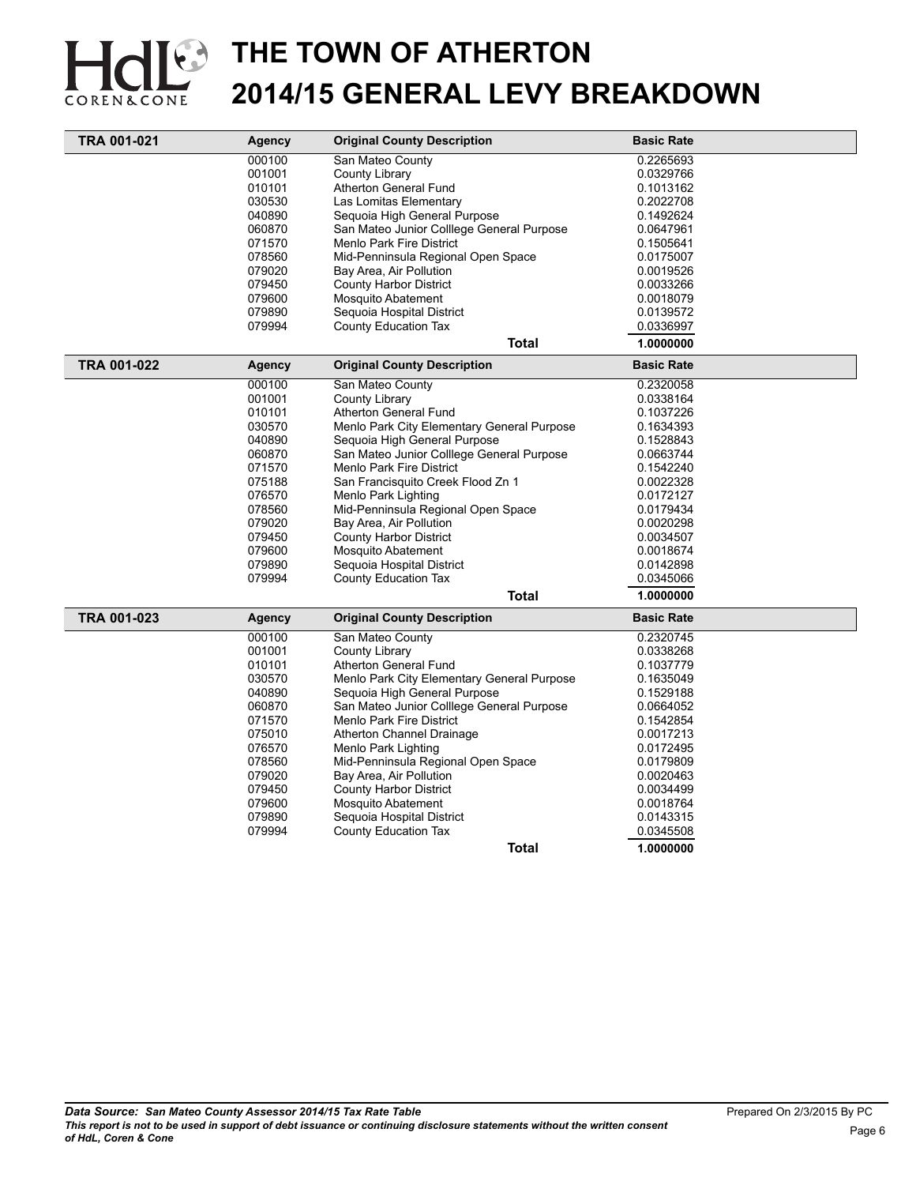# THE TOWN OF ATHERTON
# 2014/15 GENERAL LEVY BREAKDOWN

| TRA 001-021 | Agency | Original County Description | Basic Rate |
|---|---|---|---|
| | 000100 | San Mateo County | 0.2265693 |
| | 001001 | County Library | 0.0329766 |
| | 010101 | Atherton General Fund | 0.1013162 |
| | 030530 | Las Lomitas Elementary | 0.2022708 |
| | 040890 | Sequoia High General Purpose | 0.1492624 |
| | 060870 | San Mateo Junior Colllege General Purpose | 0.0647961 |
| | 071570 | Menlo Park Fire District | 0.1505641 |
| | 078560 | Mid-Penninsula Regional Open Space | 0.0175007 |
| | 079020 | Bay Area, Air Pollution | 0.0019526 |
| | 079450 | County Harbor District | 0.0033266 |
| | 079600 | Mosquito Abatement | 0.0018079 |
| | 079890 | Sequoia Hospital District | 0.0139572 |
| | 079994 | County Education Tax | 0.0336997 |
| | | **Total** | **1.0000000** |

| TRA 001-022 | Agency | Original County Description | Basic Rate |
|---|---|---|---|
| | 000100 | San Mateo County | 0.2320058 |
| | 001001 | County Library | 0.0338164 |
| | 010101 | Atherton General Fund | 0.1037226 |
| | 030570 | Menlo Park City Elementary General Purpose | 0.1634393 |
| | 040890 | Sequoia High General Purpose | 0.1528843 |
| | 060870 | San Mateo Junior Colllege General Purpose | 0.0663744 |
| | 071570 | Menlo Park Fire District | 0.1542240 |
| | 075188 | San Francisquito Creek Flood Zn 1 | 0.0022328 |
| | 076570 | Menlo Park Lighting | 0.0172127 |
| | 078560 | Mid-Penninsula Regional Open Space | 0.0179434 |
| | 079020 | Bay Area, Air Pollution | 0.0020298 |
| | 079450 | County Harbor District | 0.0034507 |
| | 079600 | Mosquito Abatement | 0.0018674 |
| | 079890 | Sequoia Hospital District | 0.0142898 |
| | 079994 | County Education Tax | 0.0345066 |
| | | **Total** | **1.0000000** |

| TRA 001-023 | Agency | Original County Description | Basic Rate |
|---|---|---|---|
| | 000100 | San Mateo County | 0.2320745 |
| | 001001 | County Library | 0.0338268 |
| | 010101 | Atherton General Fund | 0.1037779 |
| | 030570 | Menlo Park City Elementary General Purpose | 0.1635049 |
| | 040890 | Sequoia High General Purpose | 0.1529188 |
| | 060870 | San Mateo Junior Colllege General Purpose | 0.0664052 |
| | 071570 | Menlo Park Fire District | 0.1542854 |
| | 075010 | Atherton Channel Drainage | 0.0017213 |
| | 076570 | Menlo Park Lighting | 0.0172495 |
| | 078560 | Mid-Penninsula Regional Open Space | 0.0179809 |
| | 079020 | Bay Area, Air Pollution | 0.0020463 |
| | 079450 | County Harbor District | 0.0034499 |
| | 079600 | Mosquito Abatement | 0.0018764 |
| | 079890 | Sequoia Hospital District | 0.0143315 |
| | 079994 | County Education Tax | 0.0345508 |
| | | **Total** | **1.0000000** |

***Data Source: San Mateo County Assessor 2014/15 Tax Rate Table***
***This report is not to be used in support of debt issuance or continuing disclosure statements without the written consent of HdL, Coren & Cone***

Prepared On 2/3/2015 By PC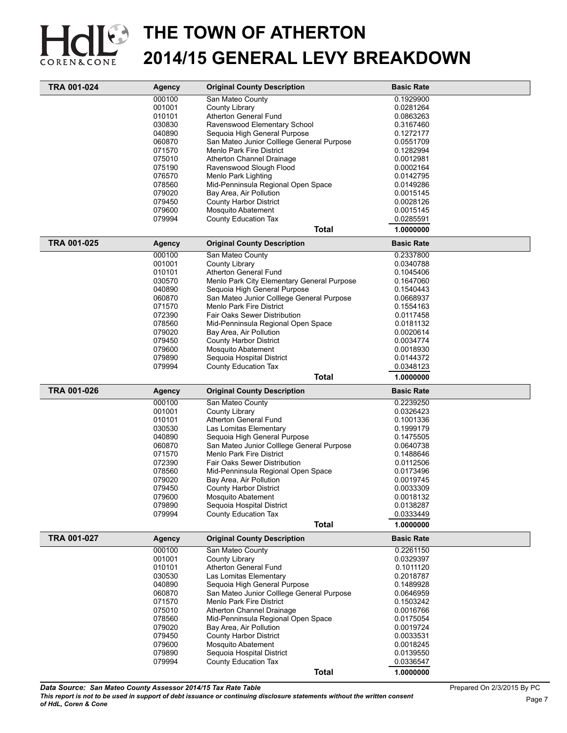# THE TOWN OF ATHERTON
# 2014/15 GENERAL LEVY BREAKDOWN

| TRA 001-024 | Agency | Original County Description | Basic Rate |
|---|---|---|---|
| | 000100 | San Mateo County | 0.1929900 |
| | 001001 | County Library | 0.0281264 |
| | 010101 | Atherton General Fund | 0.0863263 |
| | 030830 | Ravenswood Elementary School | 0.3167460 |
| | 040890 | Sequoia High General Purpose | 0.1272177 |
| | 060870 | San Mateo Junior Colllege General Purpose | 0.0551709 |
| | 071570 | Menlo Park Fire District | 0.1282994 |
| | 075010 | Atherton Channel Drainage | 0.0012981 |
| | 075190 | Ravenswood Slough Flood | 0.0002164 |
| | 076570 | Menlo Park Lighting | 0.0142795 |
| | 078560 | Mid-Penninsula Regional Open Space | 0.0149286 |
| | 079020 | Bay Area, Air Pollution | 0.0015145 |
| | 079450 | County Harbor District | 0.0028126 |
| | 079600 | Mosquito Abatement | 0.0015145 |
| | 079994 | County Education Tax | 0.0285591 |
| | | **Total** | **1.0000000** |

| TRA 001-025 | Agency | Original County Description | Basic Rate |
|---|---|---|---|
| | 000100 | San Mateo County | 0.2337800 |
| | 001001 | County Library | 0.0340788 |
| | 010101 | Atherton General Fund | 0.1045406 |
| | 030570 | Menlo Park City Elementary General Purpose | 0.1647060 |
| | 040890 | Sequoia High General Purpose | 0.1540443 |
| | 060870 | San Mateo Junior Colllege General Purpose | 0.0668937 |
| | 071570 | Menlo Park Fire District | 0.1554163 |
| | 072390 | Fair Oaks Sewer Distribution | 0.0117458 |
| | 078560 | Mid-Penninsula Regional Open Space | 0.0181132 |
| | 079020 | Bay Area, Air Pollution | 0.0020614 |
| | 079450 | County Harbor District | 0.0034774 |
| | 079600 | Mosquito Abatement | 0.0018930 |
| | 079890 | Sequoia Hospital District | 0.0144372 |
| | 079994 | County Education Tax | 0.0348123 |
| | | **Total** | **1.0000000** |

| TRA 001-026 | Agency | Original County Description | Basic Rate |
|---|---|---|---|
| | 000100 | San Mateo County | 0.2239250 |
| | 001001 | County Library | 0.0326423 |
| | 010101 | Atherton General Fund | 0.1001336 |
| | 030530 | Las Lomitas Elementary | 0.1999179 |
| | 040890 | Sequoia High General Purpose | 0.1475505 |
| | 060870 | San Mateo Junior Colllege General Purpose | 0.0640738 |
| | 071570 | Menlo Park Fire District | 0.1488646 |
| | 072390 | Fair Oaks Sewer Distribution | 0.0112506 |
| | 078560 | Mid-Penninsula Regional Open Space | 0.0173496 |
| | 079020 | Bay Area, Air Pollution | 0.0019745 |
| | 079450 | County Harbor District | 0.0033309 |
| | 079600 | Mosquito Abatement | 0.0018132 |
| | 079890 | Sequoia Hospital District | 0.0138287 |
| | 079994 | County Education Tax | 0.0333449 |
| | | **Total** | **1.0000000** |

| TRA 001-027 | Agency | Original County Description | Basic Rate |
|---|---|---|---|
| | 000100 | San Mateo County | 0.2261150 |
| | 001001 | County Library | 0.0329397 |
| | 010101 | Atherton General Fund | 0.1011120 |
| | 030530 | Las Lomitas Elementary | 0.2018787 |
| | 040890 | Sequoia High General Purpose | 0.1489928 |
| | 060870 | San Mateo Junior Colllege General Purpose | 0.0646959 |
| | 071570 | Menlo Park Fire District | 0.1503242 |
| | 075010 | Atherton Channel Drainage | 0.0016766 |
| | 078560 | Mid-Penninsula Regional Open Space | 0.0175054 |
| | 079020 | Bay Area, Air Pollution | 0.0019724 |
| | 079450 | County Harbor District | 0.0033531 |
| | 079600 | Mosquito Abatement | 0.0018245 |
| | 079890 | Sequoia Hospital District | 0.0139550 |
| | 079994 | County Education Tax | 0.0336547 |
| | | **Total** | **1.0000000** |

***Data Source: San Mateo County Assessor 2014/15 Tax Rate Table***

***This report is not to be used in support of debt issuance or continuing disclosure statements without the written consent of HdL, Coren & Cone***

Prepared On 2/3/2015 By PC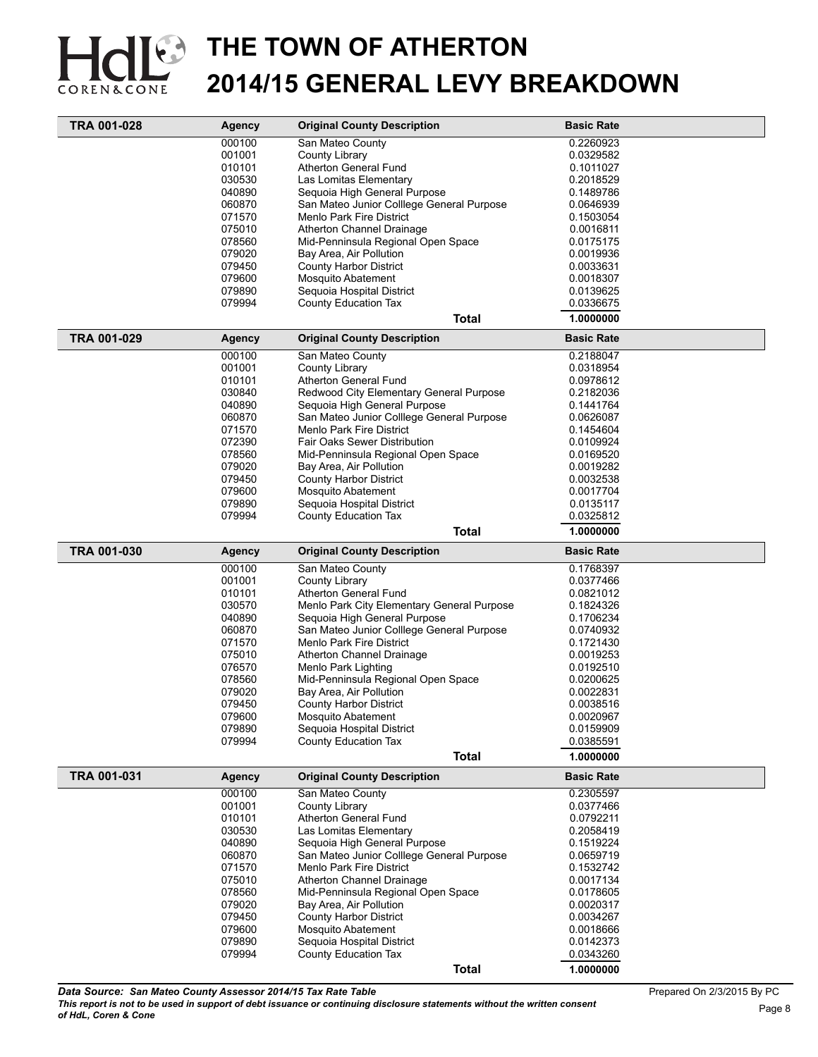# THE TOWN OF ATHERTON
# 2014/15 GENERAL LEVY BREAKDOWN

| TRA 001-028 | Agency | Original County Description | Basic Rate |
|---|---|---|---|
| | 000100 | San Mateo County | 0.2260923 |
| | 001001 | County Library | 0.0329582 |
| | 010101 | Atherton General Fund | 0.1011027 |
| | 030530 | Las Lomitas Elementary | 0.2018529 |
| | 040890 | Sequoia High General Purpose | 0.1489786 |
| | 060870 | San Mateo Junior Colllege General Purpose | 0.0646939 |
| | 071570 | Menlo Park Fire District | 0.1503054 |
| | 075010 | Atherton Channel Drainage | 0.0016811 |
| | 078560 | Mid-Penninsula Regional Open Space | 0.0175175 |
| | 079020 | Bay Area, Air Pollution | 0.0019936 |
| | 079450 | County Harbor District | 0.0033631 |
| | 079600 | Mosquito Abatement | 0.0018307 |
| | 079890 | Sequoia Hospital District | 0.0139625 |
| | 079994 | County Education Tax | 0.0336675 |
| | | **Total** | **1.0000000** |

| TRA 001-029 | Agency | Original County Description | Basic Rate |
|---|---|---|---|
| | 000100 | San Mateo County | 0.2188047 |
| | 001001 | County Library | 0.0318954 |
| | 010101 | Atherton General Fund | 0.0978612 |
| | 030840 | Redwood City Elementary General Purpose | 0.2182036 |
| | 040890 | Sequoia High General Purpose | 0.1441764 |
| | 060870 | San Mateo Junior Colllege General Purpose | 0.0626087 |
| | 071570 | Menlo Park Fire District | 0.1454604 |
| | 072390 | Fair Oaks Sewer Distribution | 0.0109924 |
| | 078560 | Mid-Penninsula Regional Open Space | 0.0169520 |
| | 079020 | Bay Area, Air Pollution | 0.0019282 |
| | 079450 | County Harbor District | 0.0032538 |
| | 079600 | Mosquito Abatement | 0.0017704 |
| | 079890 | Sequoia Hospital District | 0.0135117 |
| | 079994 | County Education Tax | 0.0325812 |
| | | **Total** | **1.0000000** |

| TRA 001-030 | Agency | Original County Description | Basic Rate |
|---|---|---|---|
| | 000100 | San Mateo County | 0.1768397 |
| | 001001 | County Library | 0.0377466 |
| | 010101 | Atherton General Fund | 0.0821012 |
| | 030570 | Menlo Park City Elementary General Purpose | 0.1824326 |
| | 040890 | Sequoia High General Purpose | 0.1706234 |
| | 060870 | San Mateo Junior Colllege General Purpose | 0.0740932 |
| | 071570 | Menlo Park Fire District | 0.1721430 |
| | 075010 | Atherton Channel Drainage | 0.0019253 |
| | 076570 | Menlo Park Lighting | 0.0192510 |
| | 078560 | Mid-Penninsula Regional Open Space | 0.0200625 |
| | 079020 | Bay Area, Air Pollution | 0.0022831 |
| | 079450 | County Harbor District | 0.0038516 |
| | 079600 | Mosquito Abatement | 0.0020967 |
| | 079890 | Sequoia Hospital District | 0.0159909 |
| | 079994 | County Education Tax | 0.0385591 |
| | | **Total** | **1.0000000** |

| TRA 001-031 | Agency | Original County Description | Basic Rate |
|---|---|---|---|
| | 000100 | San Mateo County | 0.2305597 |
| | 001001 | County Library | 0.0377466 |
| | 010101 | Atherton General Fund | 0.0792211 |
| | 030530 | Las Lomitas Elementary | 0.2058419 |
| | 040890 | Sequoia High General Purpose | 0.1519224 |
| | 060870 | San Mateo Junior Colllege General Purpose | 0.0659719 |
| | 071570 | Menlo Park Fire District | 0.1532742 |
| | 075010 | Atherton Channel Drainage | 0.0017134 |
| | 078560 | Mid-Penninsula Regional Open Space | 0.0178605 |
| | 079020 | Bay Area, Air Pollution | 0.0020317 |
| | 079450 | County Harbor District | 0.0034267 |
| | 079600 | Mosquito Abatement | 0.0018666 |
| | 079890 | Sequoia Hospital District | 0.0142373 |
| | 079994 | County Education Tax | 0.0343260 |
| | | **Total** | **1.0000000** |

***Data Source: San Mateo County Assessor 2014/15 Tax Rate Table***

***This report is not to be used in support of debt issuance or continuing disclosure statements without the written consent of HdL, Coren & Cone***

Prepared On 2/3/2015 By PC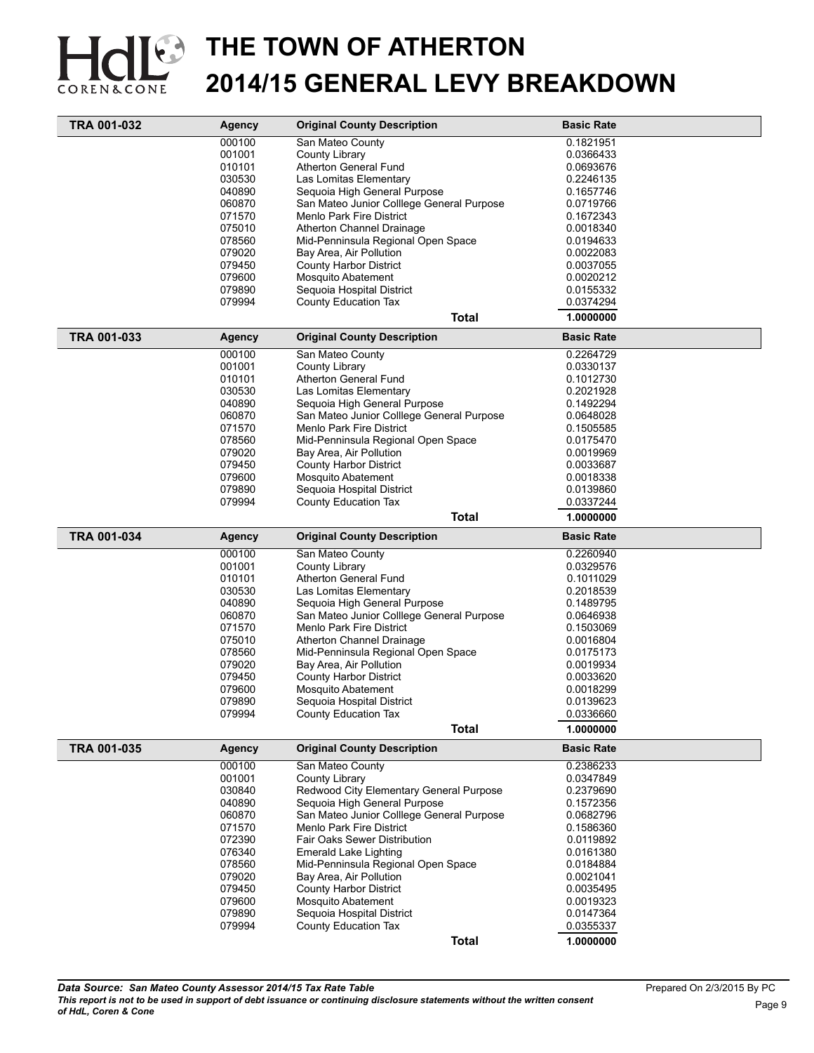# THE TOWN OF ATHERTON
# 2014/15 GENERAL LEVY BREAKDOWN

| TRA 001-032 | Agency | Original County Description | Basic Rate |
|---|---|---|---|
| | 000100 | San Mateo County | 0.1821951 |
| | 001001 | County Library | 0.0366433 |
| | 010101 | Atherton General Fund | 0.0693676 |
| | 030530 | Las Lomitas Elementary | 0.2246135 |
| | 040890 | Sequoia High General Purpose | 0.1657746 |
| | 060870 | San Mateo Junior Colllege General Purpose | 0.0719766 |
| | 071570 | Menlo Park Fire District | 0.1672343 |
| | 075010 | Atherton Channel Drainage | 0.0018340 |
| | 078560 | Mid-Penninsula Regional Open Space | 0.0194633 |
| | 079020 | Bay Area, Air Pollution | 0.0022083 |
| | 079450 | County Harbor District | 0.0037055 |
| | 079600 | Mosquito Abatement | 0.0020212 |
| | 079890 | Sequoia Hospital District | 0.0155332 |
| | 079994 | County Education Tax | 0.0374294 |
| | | **Total** | **1.0000000** |

| TRA 001-033 | Agency | Original County Description | Basic Rate |
|---|---|---|---|
| | 000100 | San Mateo County | 0.2264729 |
| | 001001 | County Library | 0.0330137 |
| | 010101 | Atherton General Fund | 0.1012730 |
| | 030530 | Las Lomitas Elementary | 0.2021928 |
| | 040890 | Sequoia High General Purpose | 0.1492294 |
| | 060870 | San Mateo Junior Colllege General Purpose | 0.0648028 |
| | 071570 | Menlo Park Fire District | 0.1505585 |
| | 078560 | Mid-Penninsula Regional Open Space | 0.0175470 |
| | 079020 | Bay Area, Air Pollution | 0.0019969 |
| | 079450 | County Harbor District | 0.0033687 |
| | 079600 | Mosquito Abatement | 0.0018338 |
| | 079890 | Sequoia Hospital District | 0.0139860 |
| | 079994 | County Education Tax | 0.0337244 |
| | | **Total** | **1.0000000** |

| TRA 001-034 | Agency | Original County Description | Basic Rate |
|---|---|---|---|
| | 000100 | San Mateo County | 0.2260940 |
| | 001001 | County Library | 0.0329576 |
| | 010101 | Atherton General Fund | 0.1011029 |
| | 030530 | Las Lomitas Elementary | 0.2018539 |
| | 040890 | Sequoia High General Purpose | 0.1489795 |
| | 060870 | San Mateo Junior Colllege General Purpose | 0.0646938 |
| | 071570 | Menlo Park Fire District | 0.1503069 |
| | 075010 | Atherton Channel Drainage | 0.0016804 |
| | 078560 | Mid-Penninsula Regional Open Space | 0.0175173 |
| | 079020 | Bay Area, Air Pollution | 0.0019934 |
| | 079450 | County Harbor District | 0.0033620 |
| | 079600 | Mosquito Abatement | 0.0018299 |
| | 079890 | Sequoia Hospital District | 0.0139623 |
| | 079994 | County Education Tax | 0.0336660 |
| | | **Total** | **1.0000000** |

| TRA 001-035 | Agency | Original County Description | Basic Rate |
|---|---|---|---|
| | 000100 | San Mateo County | 0.2386233 |
| | 001001 | County Library | 0.0347849 |
| | 030840 | Redwood City Elementary General Purpose | 0.2379690 |
| | 040890 | Sequoia High General Purpose | 0.1572356 |
| | 060870 | San Mateo Junior Colllege General Purpose | 0.0682796 |
| | 071570 | Menlo Park Fire District | 0.1586360 |
| | 072390 | Fair Oaks Sewer Distribution | 0.0119892 |
| | 076340 | Emerald Lake Lighting | 0.0161380 |
| | 078560 | Mid-Penninsula Regional Open Space | 0.0184884 |
| | 079020 | Bay Area, Air Pollution | 0.0021041 |
| | 079450 | County Harbor District | 0.0035495 |
| | 079600 | Mosquito Abatement | 0.0019323 |
| | 079890 | Sequoia Hospital District | 0.0147364 |
| | 079994 | County Education Tax | 0.0355337 |
| | | **Total** | **1.0000000** |

***Data Source: San Mateo County Assessor 2014/15 Tax Rate Table***
***This report is not to be used in support of debt issuance or continuing disclosure statements without the written consent of HdL, Coren & Cone***

Prepared On 2/3/2015 By PC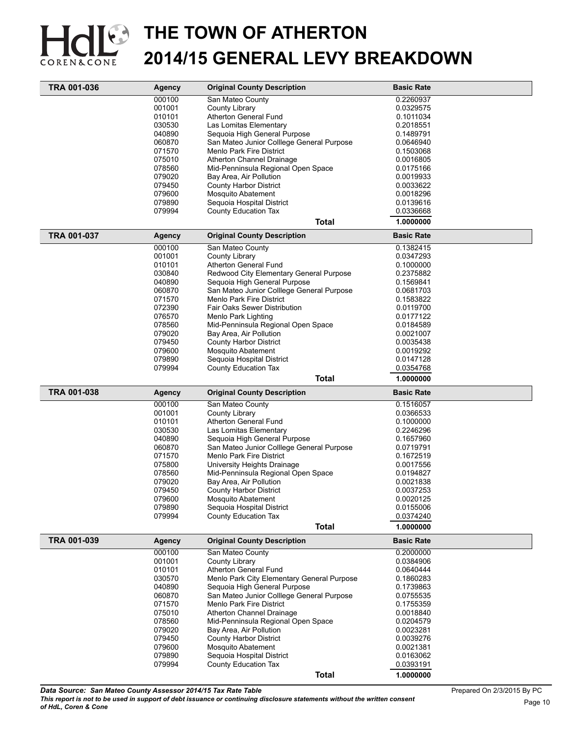# THE TOWN OF ATHERTON
# 2014/15 GENERAL LEVY BREAKDOWN

| TRA 001-036 | Agency | Original County Description | Basic Rate |
|---|---|---|---|
| | 000100 | San Mateo County | 0.2260937 |
| | 001001 | County Library | 0.0329575 |
| | 010101 | Atherton General Fund | 0.1011034 |
| | 030530 | Las Lomitas Elementary | 0.2018551 |
| | 040890 | Sequoia High General Purpose | 0.1489791 |
| | 060870 | San Mateo Junior Colllege General Purpose | 0.0646940 |
| | 071570 | Menlo Park Fire District | 0.1503068 |
| | 075010 | Atherton Channel Drainage | 0.0016805 |
| | 078560 | Mid-Penninsula Regional Open Space | 0.0175166 |
| | 079020 | Bay Area, Air Pollution | 0.0019933 |
| | 079450 | County Harbor District | 0.0033622 |
| | 079600 | Mosquito Abatement | 0.0018296 |
| | 079890 | Sequoia Hospital District | 0.0139616 |
| | 079994 | County Education Tax | 0.0336668 |
| | | **Total** | **1.0000000** |

| TRA 001-037 | Agency | Original County Description | Basic Rate |
|---|---|---|---|
| | 000100 | San Mateo County | 0.1382415 |
| | 001001 | County Library | 0.0347293 |
| | 010101 | Atherton General Fund | 0.1000000 |
| | 030840 | Redwood City Elementary General Purpose | 0.2375882 |
| | 040890 | Sequoia High General Purpose | 0.1569841 |
| | 060870 | San Mateo Junior Colllege General Purpose | 0.0681703 |
| | 071570 | Menlo Park Fire District | 0.1583822 |
| | 072390 | Fair Oaks Sewer Distribution | 0.0119700 |
| | 076570 | Menlo Park Lighting | 0.0177122 |
| | 078560 | Mid-Penninsula Regional Open Space | 0.0184589 |
| | 079020 | Bay Area, Air Pollution | 0.0021007 |
| | 079450 | County Harbor District | 0.0035438 |
| | 079600 | Mosquito Abatement | 0.0019292 |
| | 079890 | Sequoia Hospital District | 0.0147128 |
| | 079994 | County Education Tax | 0.0354768 |
| | | **Total** | **1.0000000** |

| TRA 001-038 | Agency | Original County Description | Basic Rate |
|---|---|---|---|
| | 000100 | San Mateo County | 0.1516057 |
| | 001001 | County Library | 0.0366533 |
| | 010101 | Atherton General Fund | 0.1000000 |
| | 030530 | Las Lomitas Elementary | 0.2246296 |
| | 040890 | Sequoia High General Purpose | 0.1657960 |
| | 060870 | San Mateo Junior Colllege General Purpose | 0.0719791 |
| | 071570 | Menlo Park Fire District | 0.1672519 |
| | 075800 | University Heights Drainage | 0.0017556 |
| | 078560 | Mid-Penninsula Regional Open Space | 0.0194827 |
| | 079020 | Bay Area, Air Pollution | 0.0021838 |
| | 079450 | County Harbor District | 0.0037253 |
| | 079600 | Mosquito Abatement | 0.0020125 |
| | 079890 | Sequoia Hospital District | 0.0155006 |
| | 079994 | County Education Tax | 0.0374240 |
| | | **Total** | **1.0000000** |

| TRA 001-039 | Agency | Original County Description | Basic Rate |
|---|---|---|---|
| | 000100 | San Mateo County | 0.2000000 |
| | 001001 | County Library | 0.0384906 |
| | 010101 | Atherton General Fund | 0.0640444 |
| | 030570 | Menlo Park City Elementary General Purpose | 0.1860283 |
| | 040890 | Sequoia High General Purpose | 0.1739863 |
| | 060870 | San Mateo Junior Colllege General Purpose | 0.0755535 |
| | 071570 | Menlo Park Fire District | 0.1755359 |
| | 075010 | Atherton Channel Drainage | 0.0018840 |
| | 078560 | Mid-Penninsula Regional Open Space | 0.0204579 |
| | 079020 | Bay Area, Air Pollution | 0.0023281 |
| | 079450 | County Harbor District | 0.0039276 |
| | 079600 | Mosquito Abatement | 0.0021381 |
| | 079890 | Sequoia Hospital District | 0.0163062 |
| | 079994 | County Education Tax | 0.0393191 |
| | | **Total** | **1.0000000** |

***Data Source: San Mateo County Assessor 2014/15 Tax Rate Table***

***This report is not to be used in support of debt issuance or continuing disclosure statements without the written consent of HdL, Coren & Cone***

Prepared On 2/3/2015 By PC